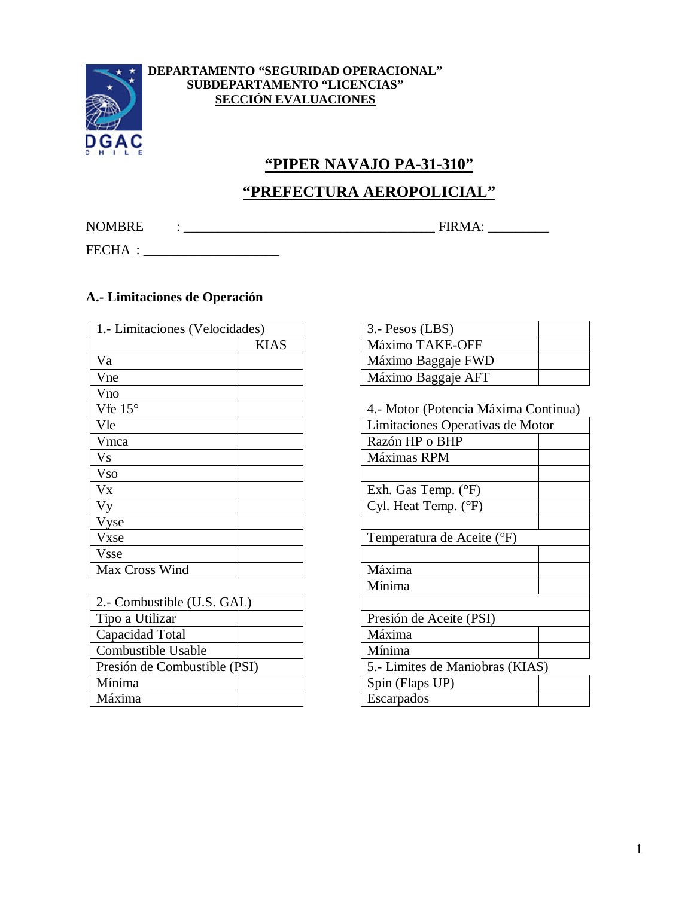**DEPARTAMENTO "SEGURIDAD OPERACIONAL"**
**SUBDEPARTAMENTO "LICENCIAS"**
**SECCIÓN EVALUACIONES**

DGAC CHILE

# "PIPER NAVAJO PA-31-310"

# "PREFECTURA AEROPOLICIAL"

NOMBRE : ____________________________________ FIRMA: _________

FECHA : ____________________

## A.- Limitaciones de Operación

| 1.- Limitaciones (Velocidades) | |
|---|---|
| | KIAS |
| Va | |
| Vne | |
| Vno | |
| Vfe 15° | |
| Vle | |
| Vmca | |
| Vs | |
| Vso | |
| Vx | |
| Vy | |
| Vyse | |
| Vxse | |
| Vsse | |
| Max Cross Wind | |

| 2.- Combustible (U.S. GAL) | |
|---|---|
| Tipo a Utilizar | |
| Capacidad Total | |
| Combustible Usable | |
| Presión de Combustible (PSI) | |
| Mínima | |
| Máxima | |

| 3.- Pesos (LBS) | |
|---|---|
| Máximo TAKE-OFF | |
| Máximo Baggaje FWD | |
| Máximo Baggaje AFT | |

4.- Motor (Potencia Máxima Continua)

| Limitaciones Operativas de Motor | |
|---|---|
| Razón HP o BHP | |
| Máximas RPM | |
| | |
| Exh. Gas Temp. (°F) | |
| Cyl. Heat Temp. (°F) | |
| | |
| Temperatura de Aceite (°F) | |
| | |
| Máxima | |
| Mínima | |
| | |
| Presión de Aceite (PSI) | |
| Máxima | |
| Mínima | |

5.- Limites de Maniobras (KIAS)

| Spin (Flaps UP) | |
|---|---|
| Escarpados | |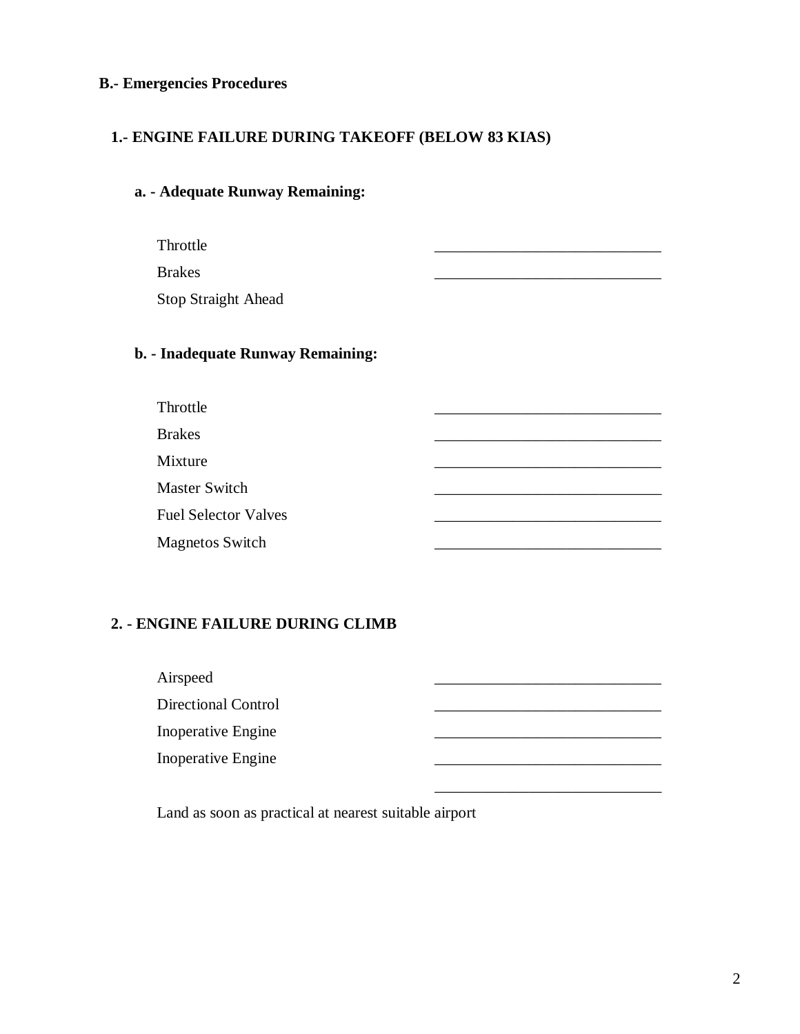## B.- Emergencies Procedures

### 1.- ENGINE FAILURE DURING TAKEOFF (BELOW 83 KIAS)

#### a. - Adequate Runway Remaining:

Throttle ______________________________

Brakes ______________________________

Stop Straight Ahead

#### b. - Inadequate Runway Remaining:

Throttle ______________________________

Brakes ______________________________

Mixture ______________________________

Master Switch ______________________________

Fuel Selector Valves ______________________________

Magnetos Switch ______________________________

### 2. - ENGINE FAILURE DURING CLIMB

Airspeed ______________________________

Directional Control ______________________________

Inoperative Engine ______________________________

Inoperative Engine ______________________________

______________________________

Land as soon as practical at nearest suitable airport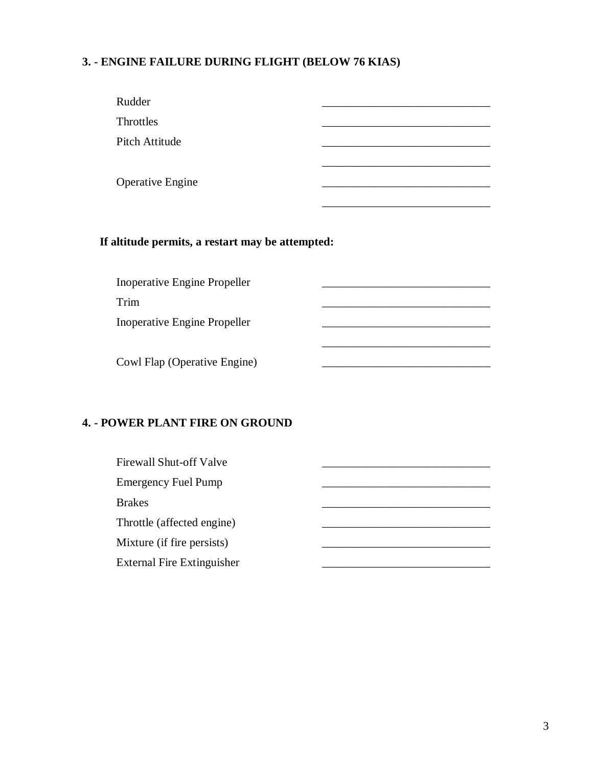### 3. - ENGINE FAILURE DURING FLIGHT (BELOW 76 KIAS)

| | |
|---|---|
| Rudder | ______________________________ |
| Throttles | ______________________________ |
| Pitch Attitude | ______________________________ |
| | ______________________________ |
| Operative Engine | ______________________________ |
| | ______________________________ |

**If altitude permits, a restart may be attempted:**

| | |
|---|---|
| Inoperative Engine Propeller | ______________________________ |
| Trim | ______________________________ |
| Inoperative Engine Propeller | ______________________________ |
| | ______________________________ |
| Cowl Flap (Operative Engine) | ______________________________ |

### 4. - POWER PLANT FIRE ON GROUND

| | |
|---|---|
| Firewall Shut-off Valve | ______________________________ |
| Emergency Fuel Pump | ______________________________ |
| Brakes | ______________________________ |
| Throttle (affected engine) | ______________________________ |
| Mixture (if fire persists) | ______________________________ |
| External Fire Extinguisher | ______________________________ |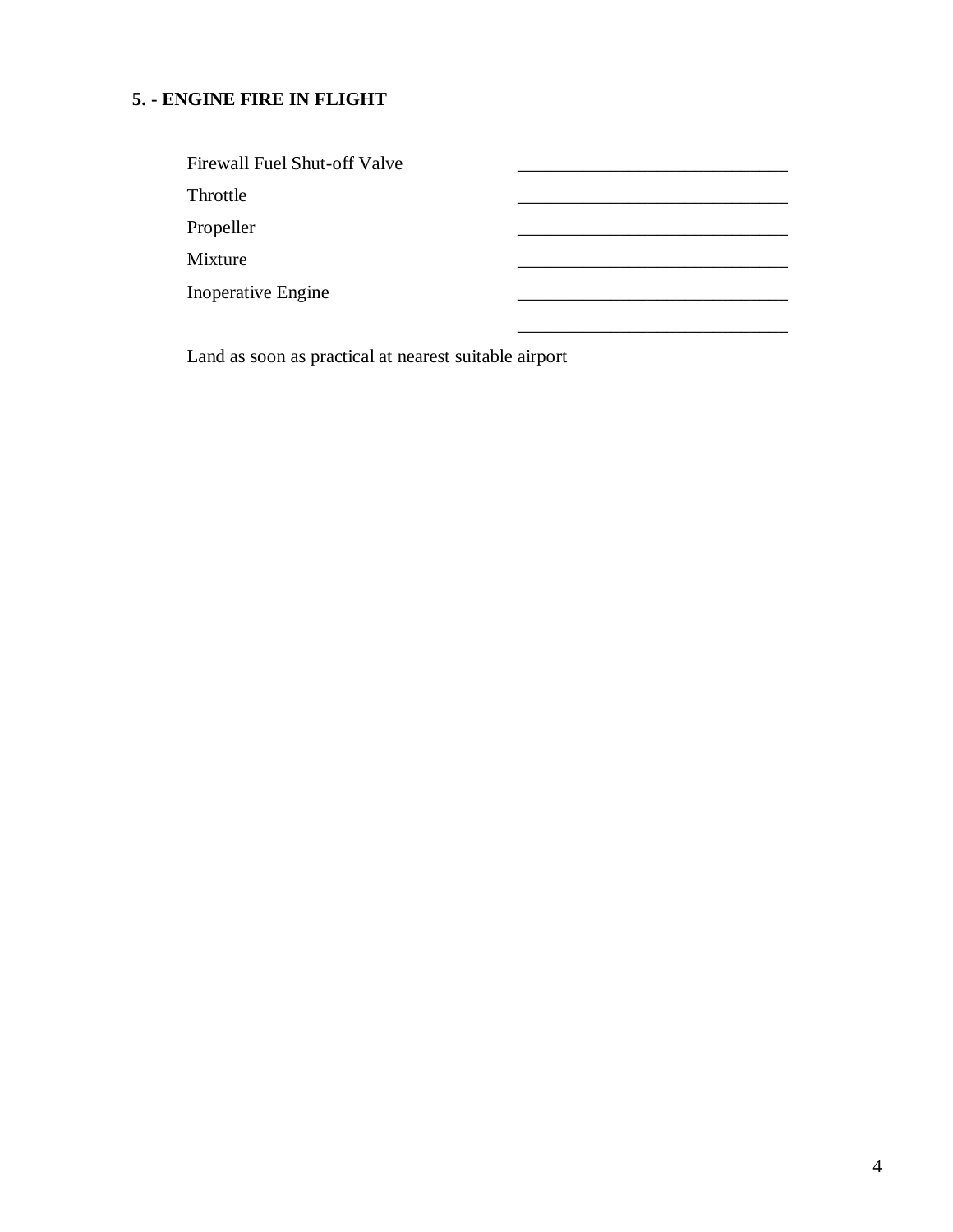**5. - ENGINE FIRE IN FLIGHT**

| | |
|---|---|
| Firewall Fuel Shut-off Valve | ______________________________ |
| Throttle | ______________________________ |
| Propeller | ______________________________ |
| Mixture | ______________________________ |
| Inoperative Engine | ______________________________ |
| | ______________________________ |

Land as soon as practical at nearest suitable airport